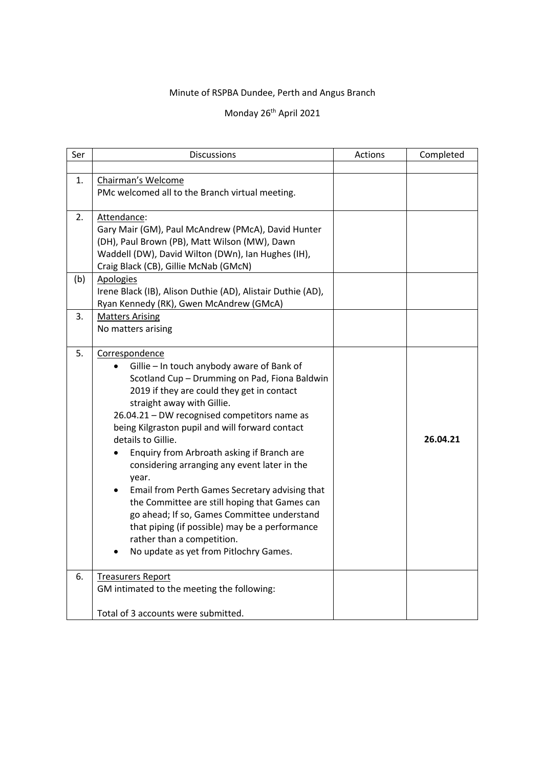Minute of RSPBA Dundee, Perth and Angus Branch

Monday 26th April 2021

| Ser | Discussions | Actions | Completed |
|---|---|---|---|
| | | | |
| 1. | Chairman's Welcome<br>PMc welcomed all to the Branch virtual meeting. | | |
| 2. | Attendance:<br>Gary Mair (GM), Paul McAndrew (PMcA), David Hunter (DH), Paul Brown (PB), Matt Wilson (MW), Dawn Waddell (DW), David Wilton (DWn), Ian Hughes (IH), Craig Black (CB), Gillie McNab (GMcN) | | |
| (b) | Apologies<br>Irene Black (IB), Alison Duthie (AD), Alistair Duthie (AD), Ryan Kennedy (RK), Gwen McAndrew (GMcA) | | |
| 3. | Matters Arising<br>No matters arising | | |
| 5. | Correspondence<br>• Gillie – In touch anybody aware of Bank of Scotland Cup – Drumming on Pad, Fiona Baldwin 2019 if they are could they get in contact straight away with Gillie.<br>26.04.21 – DW recognised competitors name as being Kilgraston pupil and will forward contact details to Gillie.<br>• Enquiry from Arbroath asking if Branch are considering arranging any event later in the year.<br>• Email from Perth Games Secretary advising that the Committee are still hoping that Games can go ahead; If so, Games Committee understand that piping (if possible) may be a performance rather than a competition.<br>• No update as yet from Pitlochry Games. | | **26.04.21** |
| 6. | Treasurers Report<br>GM intimated to the meeting the following:<br><br>Total of 3 accounts were submitted. | | |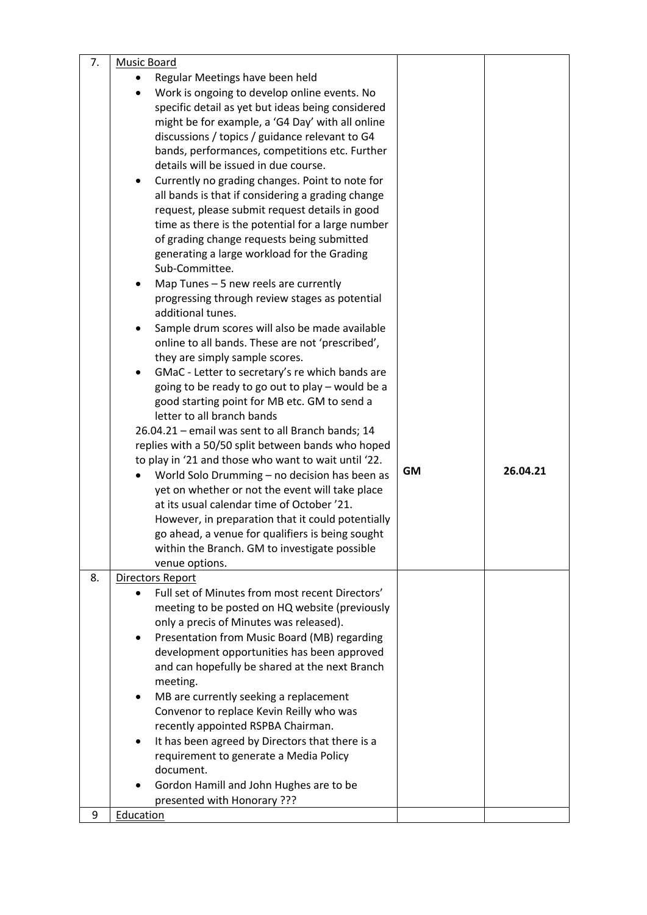| | | | |
|---|---|---|---|
| 7. | <u>Music Board</u><br>• Regular Meetings have been held<br>• Work is ongoing to develop online events. No specific detail as yet but ideas being considered might be for example, a 'G4 Day' with all online discussions / topics / guidance relevant to G4 bands, performances, competitions etc. Further details will be issued in due course.<br>• Currently no grading changes. Point to note for all bands is that if considering a grading change request, please submit request details in good time as there is the potential for a large number of grading change requests being submitted generating a large workload for the Grading Sub-Committee.<br>• Map Tunes – 5 new reels are currently progressing through review stages as potential additional tunes.<br>• Sample drum scores will also be made available online to all bands. These are not 'prescribed', they are simply sample scores.<br>• GMaC - Letter to secretary's re which bands are going to be ready to go out to play – would be a good starting point for MB etc. GM to send a letter to all branch bands<br>26.04.21 – email was sent to all Branch bands; 14 replies with a 50/50 split between bands who hoped to play in '21 and those who want to wait until '22.<br>• World Solo Drumming – no decision has been as yet on whether or not the event will take place at its usual calendar time of October '21. However, in preparation that it could potentially go ahead, a venue for qualifiers is being sought within the Branch. GM to investigate possible venue options. | **GM** | **26.04.21** |
| 8. | <u>Directors Report</u><br>• Full set of Minutes from most recent Directors' meeting to be posted on HQ website (previously only a precis of Minutes was released).<br>• Presentation from Music Board (MB) regarding development opportunities has been approved and can hopefully be shared at the next Branch meeting.<br>• MB are currently seeking a replacement Convenor to replace Kevin Reilly who was recently appointed RSPBA Chairman.<br>• It has been agreed by Directors that there is a requirement to generate a Media Policy document.<br>• Gordon Hamill and John Hughes are to be presented with Honorary ??? | | |
| 9 | <u>Education</u> | | |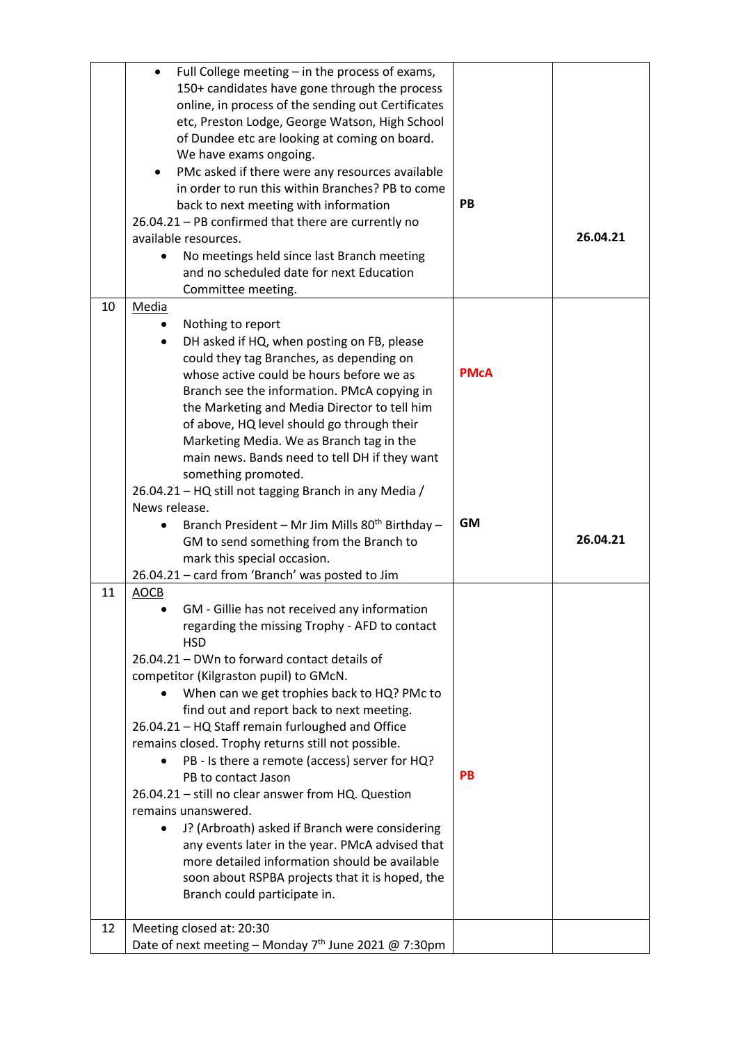| | | | |
|---|---|---|---|
| | • Full College meeting – in the process of exams, 150+ candidates have gone through the process online, in process of the sending out Certificates etc, Preston Lodge, George Watson, High School of Dundee etc are looking at coming on board. We have exams ongoing.<br>• PMc asked if there were any resources available in order to run this within Branches? PB to come back to next meeting with information<br>26.04.21 – PB confirmed that there are currently no available resources.<br>• No meetings held since last Branch meeting and no scheduled date for next Education Committee meeting. | **PB** | **26.04.21** |
| 10 | Media<br>• Nothing to report<br>• DH asked if HQ, when posting on FB, please could they tag Branches, as depending on whose active could be hours before we as Branch see the information. PMcA copying in the Marketing and Media Director to tell him of above, HQ level should go through their Marketing Media. We as Branch tag in the main news. Bands need to tell DH if they want something promoted.<br>26.04.21 – HQ still not tagging Branch in any Media / News release.<br>• Branch President – Mr Jim Mills 80th Birthday – GM to send something from the Branch to mark this special occasion.<br>26.04.21 – card from 'Branch' was posted to Jim | **PMcA**<br><br>**GM** | **26.04.21** |
| 11 | AOCB<br>• GM - Gillie has not received any information regarding the missing Trophy - AFD to contact HSD<br>26.04.21 – DWn to forward contact details of competitor (Kilgraston pupil) to GMcN.<br>• When can we get trophies back to HQ? PMc to find out and report back to next meeting.<br>26.04.21 – HQ Staff remain furloughed and Office remains closed. Trophy returns still not possible.<br>• PB - Is there a remote (access) server for HQ? PB to contact Jason<br>26.04.21 – still no clear answer from HQ. Question remains unanswered.<br>• J? (Arbroath) asked if Branch were considering any events later in the year. PMcA advised that more detailed information should be available soon about RSPBA projects that it is hoped, the Branch could participate in. | **PB** | |
| 12 | Meeting closed at: 20:30<br>Date of next meeting – Monday 7th June 2021 @ 7:30pm | | |